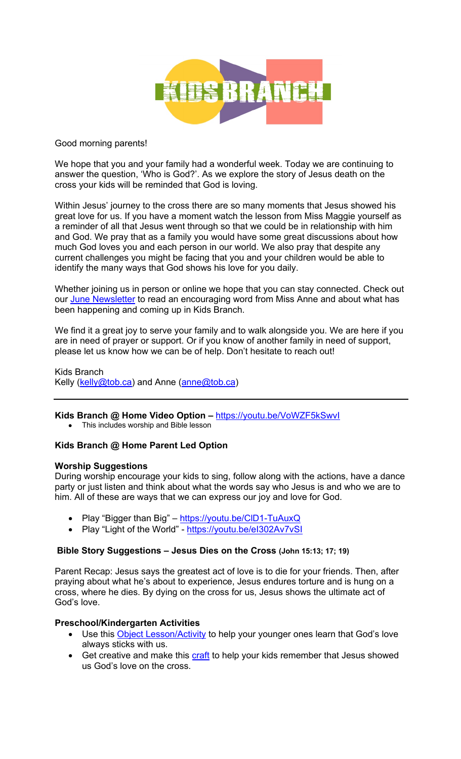Good morning parents!

We hope that you and your family had a wonderful week. Today we are continuing to answer the question, 'Who is God?'. As we explore the story of Jesus death on the cross your kids will be reminded that God is loving.

Within Jesus' journey to the cross there are so many moments that Jesus showed his great love for us. If you have a moment watch the lesson from Miss Maggie yourself as a reminder of all that Jesus went through so that we could be in relationship with him and God. We pray that as a family you would have some great discussions about how much God loves you and each person in our world. We also pray that despite any current challenges you might be facing that you and your children would be able to identify the many ways that God shows his love for you daily.

Whether joining us in person or online we hope that you can stay connected. Check out our June Newsletter to read an encouraging word from Miss Anne and about what has been happening and coming up in Kids Branch.

We find it a great joy to serve your family and to walk alongside you. We are here if you are in need of prayer or support. Or if you know of another family in need of support, please let us know how we can be of help. Don't hesitate to reach out!

Kids Branch
Kelly (kelly@tob.ca) and Anne (anne@tob.ca)

---

**Kids Branch @ Home Video Option –** https://youtu.be/VoWZF5kSwvI

- This includes worship and Bible lesson

**Kids Branch @ Home Parent Led Option**

**Worship Suggestions**

During worship encourage your kids to sing, follow along with the actions, have a dance party or just listen and think about what the words say who Jesus is and who we are to him. All of these are ways that we can express our joy and love for God.

- Play "Bigger than Big" – https://youtu.be/ClD1-TuAuxQ
- Play "Light of the World" - https://youtu.be/eI302Av7vSI

**Bible Story Suggestions – Jesus Dies on the Cross (John 15:13; 17; 19)**

Parent Recap: Jesus says the greatest act of love is to die for your friends. Then, after praying about what he's about to experience, Jesus endures torture and is hung on a cross, where he dies. By dying on the cross for us, Jesus shows the ultimate act of God's love.

**Preschool/Kindergarten Activities**

- Use this Object Lesson/Activity to help your younger ones learn that God's love always sticks with us.
- Get creative and make this craft to help your kids remember that Jesus showed us God's love on the cross.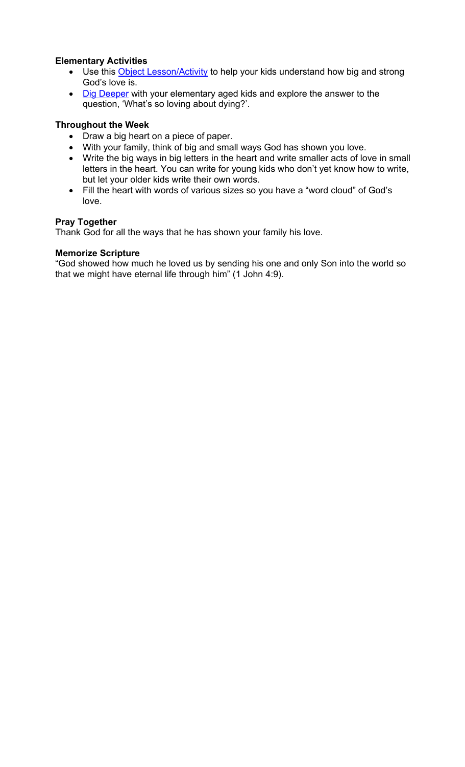**Elementary Activities**

- Use this Object Lesson/Activity to help your kids understand how big and strong God's love is.
- Dig Deeper with your elementary aged kids and explore the answer to the question, 'What's so loving about dying?'.

**Throughout the Week**

- Draw a big heart on a piece of paper.
- With your family, think of big and small ways God has shown you love.
- Write the big ways in big letters in the heart and write smaller acts of love in small letters in the heart. You can write for young kids who don't yet know how to write, but let your older kids write their own words.
- Fill the heart with words of various sizes so you have a "word cloud" of God's love.

**Pray Together**

Thank God for all the ways that he has shown your family his love.

**Memorize Scripture**

"God showed how much he loved us by sending his one and only Son into the world so that we might have eternal life through him" (1 John 4:9).